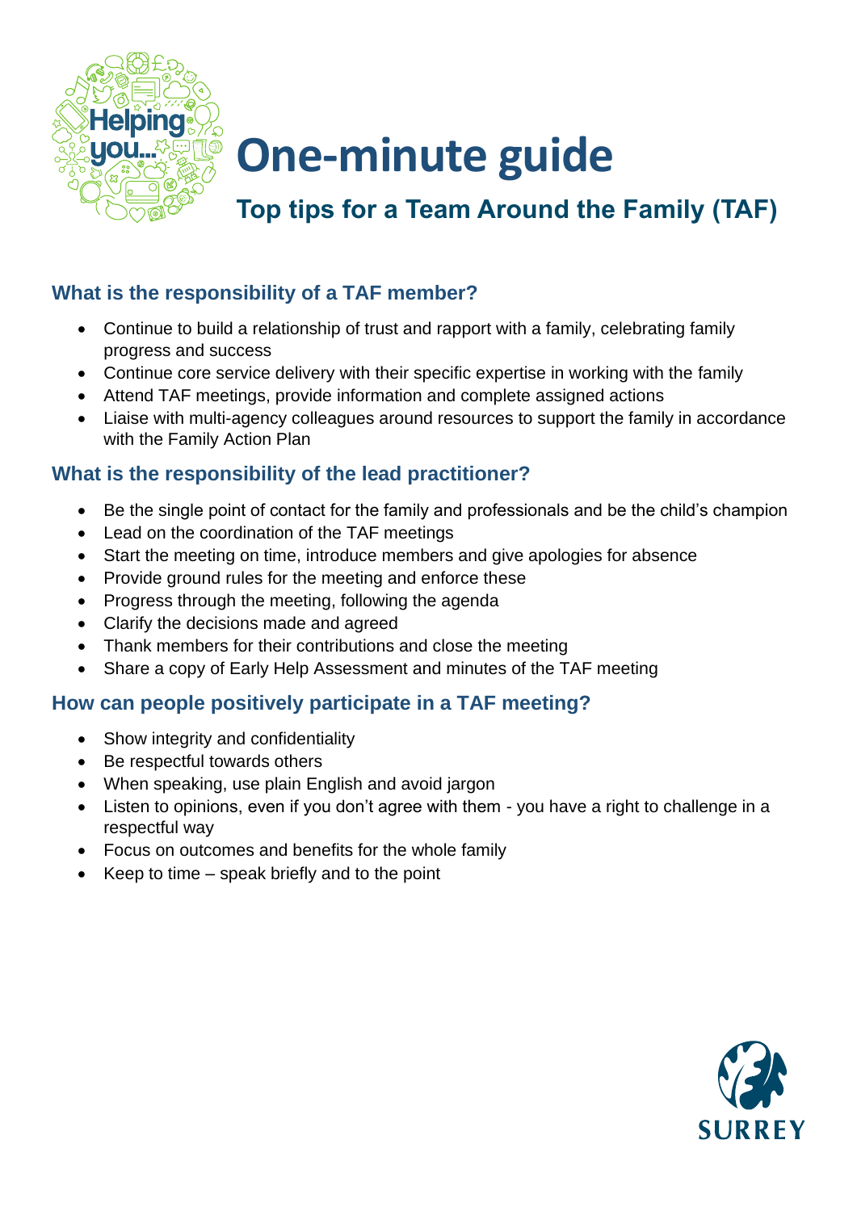# One-minute guide

## Top tips for a Team Around the Family (TAF)

### What is the responsibility of a TAF member?

- Continue to build a relationship of trust and rapport with a family, celebrating family progress and success
- Continue core service delivery with their specific expertise in working with the family
- Attend TAF meetings, provide information and complete assigned actions
- Liaise with multi-agency colleagues around resources to support the family in accordance with the Family Action Plan

### What is the responsibility of the lead practitioner?

- Be the single point of contact for the family and professionals and be the child's champion
- Lead on the coordination of the TAF meetings
- Start the meeting on time, introduce members and give apologies for absence
- Provide ground rules for the meeting and enforce these
- Progress through the meeting, following the agenda
- Clarify the decisions made and agreed
- Thank members for their contributions and close the meeting
- Share a copy of Early Help Assessment and minutes of the TAF meeting

### How can people positively participate in a TAF meeting?

- Show integrity and confidentiality
- Be respectful towards others
- When speaking, use plain English and avoid jargon
- Listen to opinions, even if you don't agree with them - you have a right to challenge in a respectful way
- Focus on outcomes and benefits for the whole family
- Keep to time – speak briefly and to the point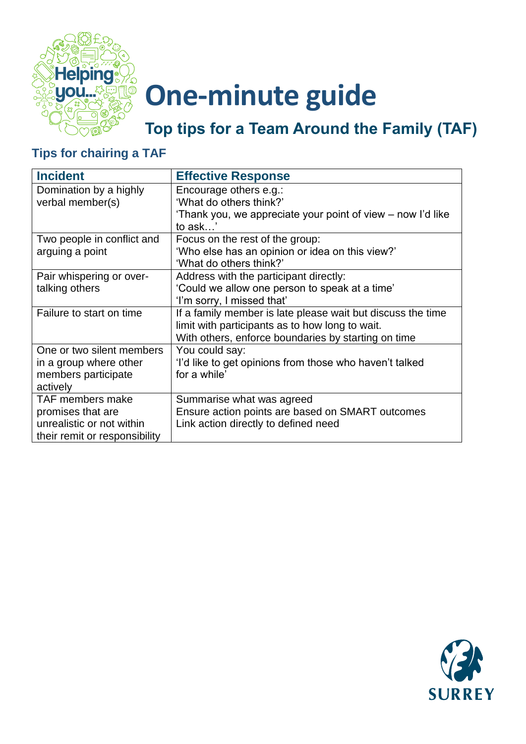# One-minute guide

## Top tips for a Team Around the Family (TAF)

### Tips for chairing a TAF

| Incident | Effective Response |
|---|---|
| Domination by a highly verbal member(s) | Encourage others e.g.:<br>'What do others think?'<br>'Thank you, we appreciate your point of view – now I'd like to ask…' |
| Two people in conflict and arguing a point | Focus on the rest of the group:<br>'Who else has an opinion or idea on this view?'<br>'What do others think?' |
| Pair whispering or over-talking others | Address with the participant directly:<br>'Could we allow one person to speak at a time'<br>'I'm sorry, I missed that' |
| Failure to start on time | If a family member is late please wait but discuss the time limit with participants as to how long to wait.<br>With others, enforce boundaries by starting on time |
| One or two silent members in a group where other members participate actively | You could say:<br>'I'd like to get opinions from those who haven't talked for a while' |
| TAF members make promises that are unrealistic or not within their remit or responsibility | Summarise what was agreed<br>Ensure action points are based on SMART outcomes<br>Link action directly to defined need |